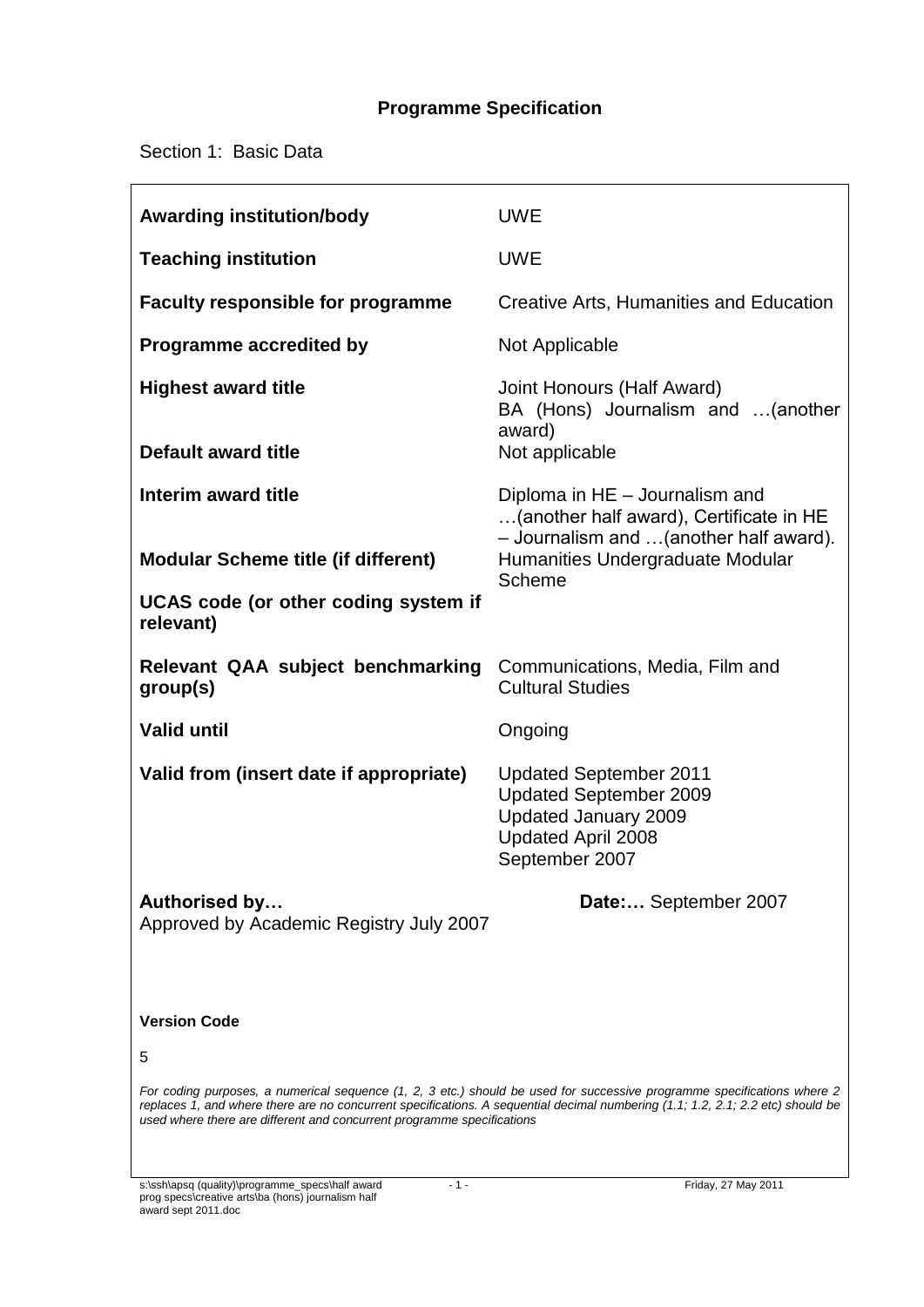# Programme Specification

Section 1: Basic Data

| | |
|---|---|
| **Awarding institution/body** | UWE |
| **Teaching institution** | UWE |
| **Faculty responsible for programme** | Creative Arts, Humanities and Education |
| **Programme accredited by** | Not Applicable |
| **Highest award title** | Joint Honours (Half Award) BA (Hons) Journalism and …(another award) |
| **Default award title** | Not applicable |
| **Interim award title** | Diploma in HE – Journalism and …(another half award), Certificate in HE – Journalism and …(another half award). |
| **Modular Scheme title (if different)** | Humanities Undergraduate Modular Scheme |
| **UCAS code (or other coding system if relevant)** | |
| **Relevant QAA subject benchmarking group(s)** | Communications, Media, Film and Cultural Studies |
| **Valid until** | Ongoing |
| **Valid from (insert date if appropriate)** | Updated September 2011<br>Updated September 2009<br>Updated January 2009<br>Updated April 2008<br>September 2007 |

**Authorised by…** **Date:…** September 2007

Approved by Academic Registry July 2007

**Version Code**

5

*For coding purposes, a numerical sequence (1, 2, 3 etc.) should be used for successive programme specifications where 2 replaces 1, and where there are no concurrent specifications. A sequential decimal numbering (1.1; 1.2, 2.1; 2.2 etc) should be used where there are different and concurrent programme specifications*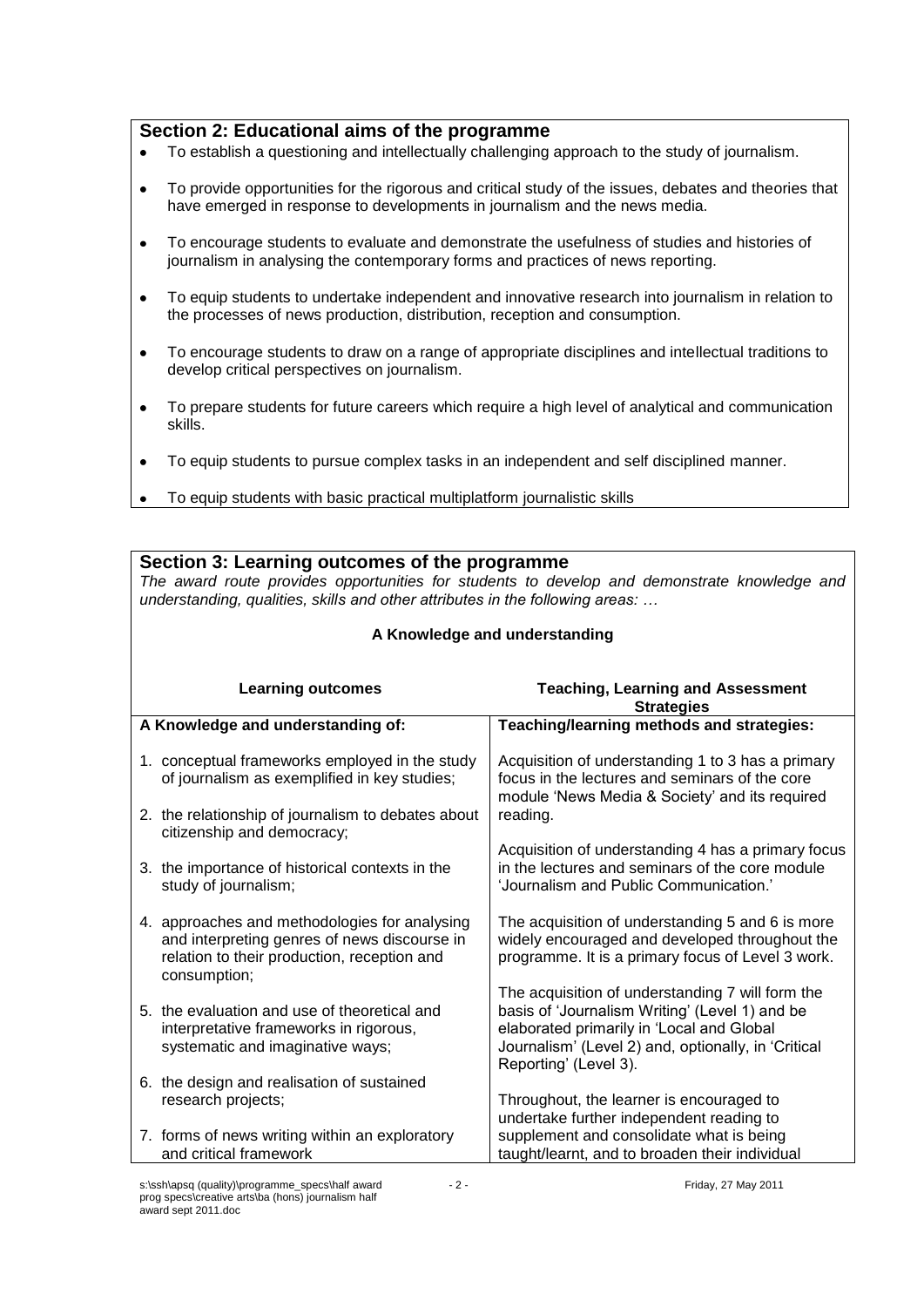## Section 2: Educational aims of the programme

- To establish a questioning and intellectually challenging approach to the study of journalism.
- To provide opportunities for the rigorous and critical study of the issues, debates and theories that have emerged in response to developments in journalism and the news media.
- To encourage students to evaluate and demonstrate the usefulness of studies and histories of journalism in analysing the contemporary forms and practices of news reporting.
- To equip students to undertake independent and innovative research into journalism in relation to the processes of news production, distribution, reception and consumption.
- To encourage students to draw on a range of appropriate disciplines and intellectual traditions to develop critical perspectives on journalism.
- To prepare students for future careers which require a high level of analytical and communication skills.
- To equip students to pursue complex tasks in an independent and self disciplined manner.
- To equip students with basic practical multiplatform journalistic skills

## Section 3: Learning outcomes of the programme

*The award route provides opportunities for students to develop and demonstrate knowledge and understanding, qualities, skills and other attributes in the following areas: …*

### A Knowledge and understanding

| Learning outcomes | Teaching, Learning and Assessment Strategies |
|---|---|
| **A Knowledge and understanding of:** | **Teaching/learning methods and strategies:** |
| 1. conceptual frameworks employed in the study of journalism as exemplified in key studies;<br><br>2. the relationship of journalism to debates about citizenship and democracy;<br><br>3. the importance of historical contexts in the study of journalism;<br><br>4. approaches and methodologies for analysing and interpreting genres of news discourse in relation to their production, reception and consumption;<br><br>5. the evaluation and use of theoretical and interpretative frameworks in rigorous, systematic and imaginative ways;<br><br>6. the design and realisation of sustained research projects;<br><br>7. forms of news writing within an exploratory and critical framework | Acquisition of understanding 1 to 3 has a primary focus in the lectures and seminars of the core module 'News Media & Society' and its required reading.<br><br>Acquisition of understanding 4 has a primary focus in the lectures and seminars of the core module 'Journalism and Public Communication.'<br><br>The acquisition of understanding 5 and 6 is more widely encouraged and developed throughout the programme. It is a primary focus of Level 3 work.<br><br>The acquisition of understanding 7 will form the basis of 'Journalism Writing' (Level 1) and be elaborated primarily in 'Local and Global Journalism' (Level 2) and, optionally, in 'Critical Reporting' (Level 3).<br><br>Throughout, the learner is encouraged to undertake further independent reading to supplement and consolidate what is being taught/learnt, and to broaden their individual |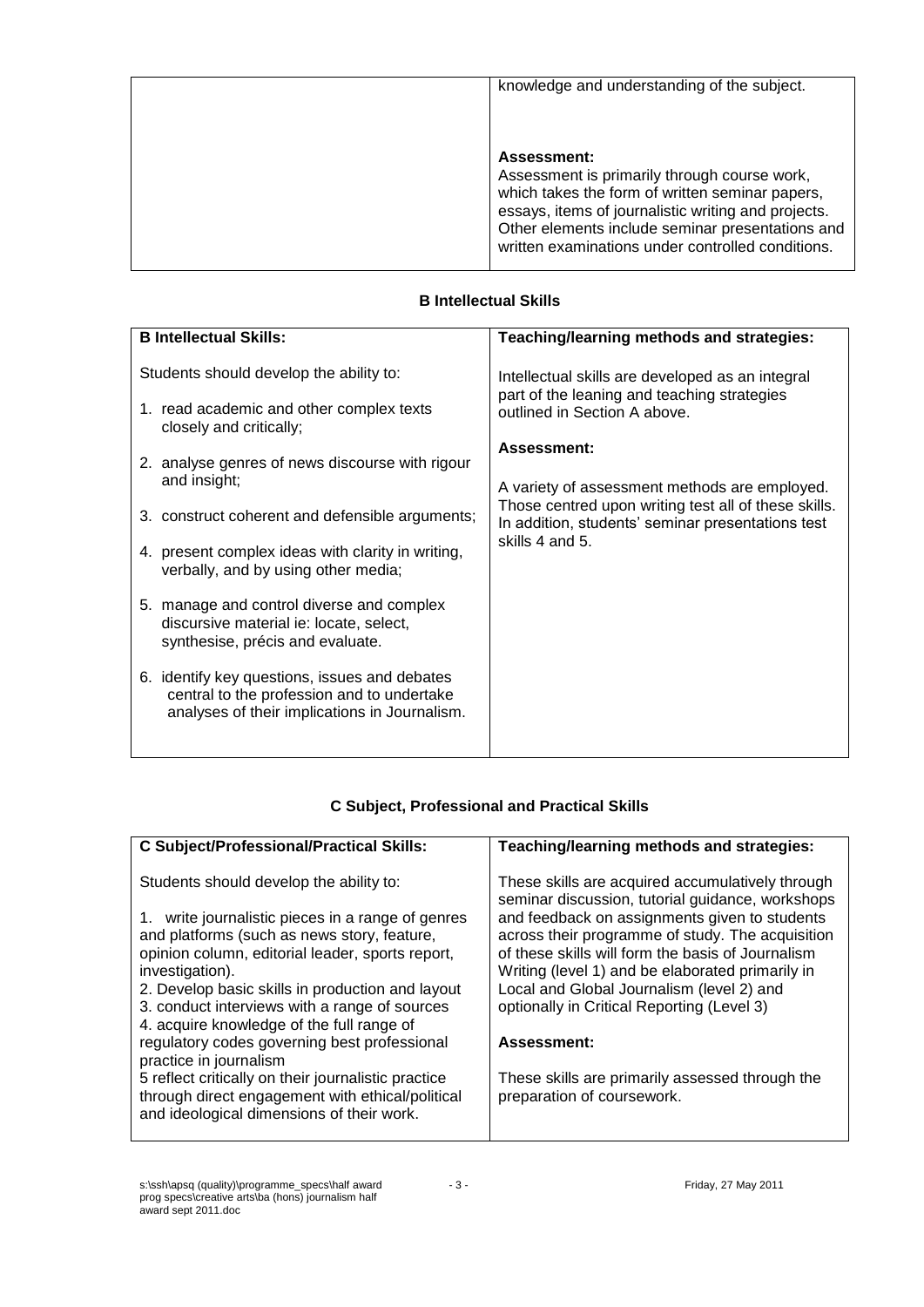| | |
|---|---|
| | knowledge and understanding of the subject.<br><br>**Assessment:**<br>Assessment is primarily through course work, which takes the form of written seminar papers, essays, items of journalistic writing and projects. Other elements include seminar presentations and written examinations under controlled conditions. |

### B Intellectual Skills

| **B Intellectual Skills:** | **Teaching/learning methods and strategies:** |
|---|---|
| Students should develop the ability to:<br><br>1. read academic and other complex texts closely and critically;<br><br>2. analyse genres of news discourse with rigour and insight;<br><br>3. construct coherent and defensible arguments;<br><br>4. present complex ideas with clarity in writing, verbally, and by using other media;<br><br>5. manage and control diverse and complex discursive material ie: locate, select, synthesise, précis and evaluate.<br><br>6. identify key questions, issues and debates central to the profession and to undertake analyses of their implications in Journalism. | Intellectual skills are developed as an integral part of the leaning and teaching strategies outlined in Section A above.<br><br>**Assessment:**<br><br>A variety of assessment methods are employed. Those centred upon writing test all of these skills. In addition, students' seminar presentations test skills 4 and 5. |

### C Subject, Professional and Practical Skills

| **C Subject/Professional/Practical Skills:** | **Teaching/learning methods and strategies:** |
|---|---|
| Students should develop the ability to:<br><br>1. write journalistic pieces in a range of genres and platforms (such as news story, feature, opinion column, editorial leader, sports report, investigation).<br>2. Develop basic skills in production and layout<br>3. conduct interviews with a range of sources<br>4. acquire knowledge of the full range of regulatory codes governing best professional practice in journalism<br>5 reflect critically on their journalistic practice through direct engagement with ethical/political and ideological dimensions of their work. | These skills are acquired accumulatively through seminar discussion, tutorial guidance, workshops and feedback on assignments given to students across their programme of study. The acquisition of these skills will form the basis of Journalism Writing (level 1) and be elaborated primarily in Local and Global Journalism (level 2) and optionally in Critical Reporting (Level 3)<br><br>**Assessment:**<br><br>These skills are primarily assessed through the preparation of coursework. |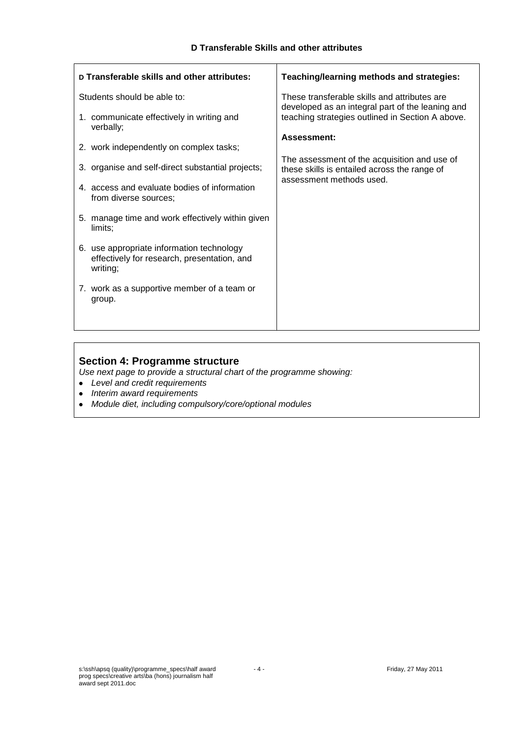### D Transferable Skills and other attributes

| **D Transferable skills and other attributes:** | **Teaching/learning methods and strategies:** |
|---|---|
| Students should be able to:<br><br>1. communicate effectively in writing and verbally;<br>2. work independently on complex tasks;<br>3. organise and self-direct substantial projects;<br>4. access and evaluate bodies of information from diverse sources;<br>5. manage time and work effectively within given limits;<br>6. use appropriate information technology effectively for research, presentation, and writing;<br>7. work as a supportive member of a team or group. | These transferable skills and attributes are developed as an integral part of the leaning and teaching strategies outlined in Section A above.<br><br>**Assessment:**<br><br>The assessment of the acquisition and use of these skills is entailed across the range of assessment methods used. |

## Section 4: Programme structure

*Use next page to provide a structural chart of the programme showing:*

- *Level and credit requirements*
- *Interim award requirements*
- *Module diet, including compulsory/core/optional modules*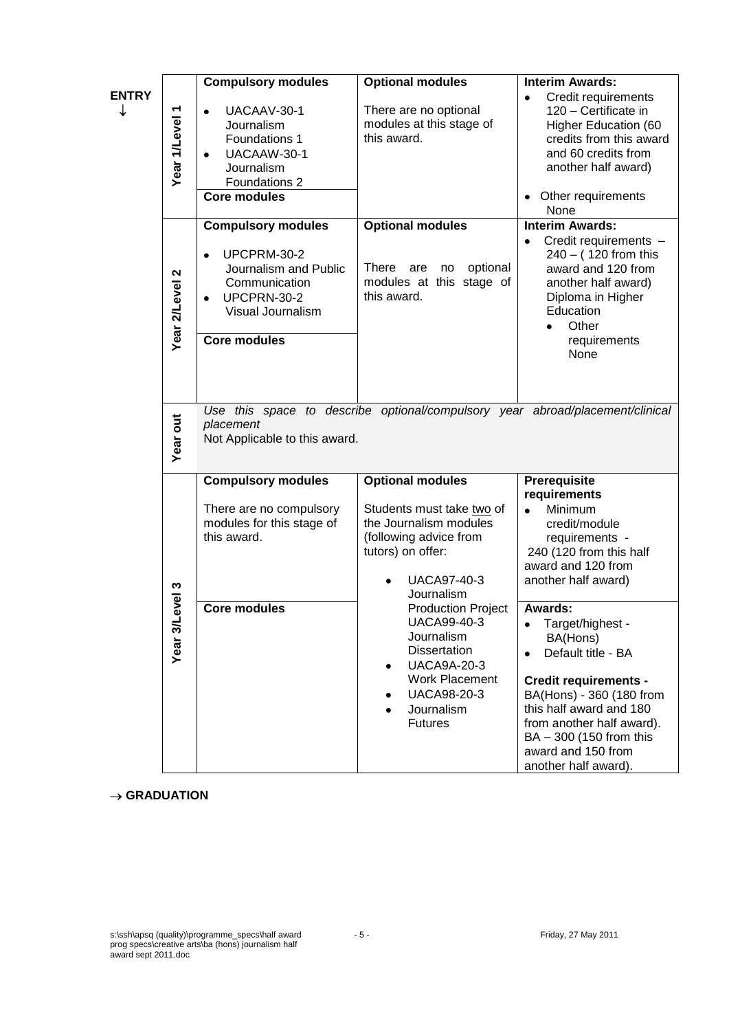**ENTRY**
↓

| | Compulsory modules | Optional modules | Interim Awards: |
|---|---|---|---|
| Year 1/Level 1 | • UACAAV-30-1 Journalism Foundations 1<br>• UACAAW-30-1 Journalism Foundations 2<br>**Core modules** | There are no optional modules at this stage of this award. | • Credit requirements 120 – Certificate in Higher Education (60 credits from this award and 60 credits from another half award)<br>• Other requirements None |
| Year 2/Level 2 | **Compulsory modules**<br>• UPCPRM-30-2 Journalism and Public Communication<br>• UPCPRN-30-2 Visual Journalism<br>**Core modules** | **Optional modules**<br>There are no optional modules at this stage of this award. | **Interim Awards:**<br>• Credit requirements – 240 – ( 120 from this award and 120 from another half award) Diploma in Higher Education<br>• Other requirements None |
| Year out | *Use this space to describe optional/compulsory year abroad/placement/clinical placement*<br>Not Applicable to this award. | | |
| Year 3/Level 3 | **Compulsory modules**<br>There are no compulsory modules for this stage of this award.<br>**Core modules** | **Optional modules**<br>Students must take <u>two</u> of the Journalism modules (following advice from tutors) on offer:<br>• UACA97-40-3 Journalism Production Project UACA99-40-3 Journalism Dissertation<br>• UACA9A-20-3 Work Placement<br>• UACA98-20-3<br>• Journalism Futures | **Prerequisite requirements**<br>• Minimum credit/module requirements - 240 (120 from this half award and 120 from another half award)<br>**Awards:**<br>• Target/highest - BA(Hons)<br>• Default title - BA<br>**Credit requirements -** BA(Hons) - 360 (180 from this half award and 180 from another half award). BA – 300 (150 from this award and 150 from another half award). |

→ **GRADUATION**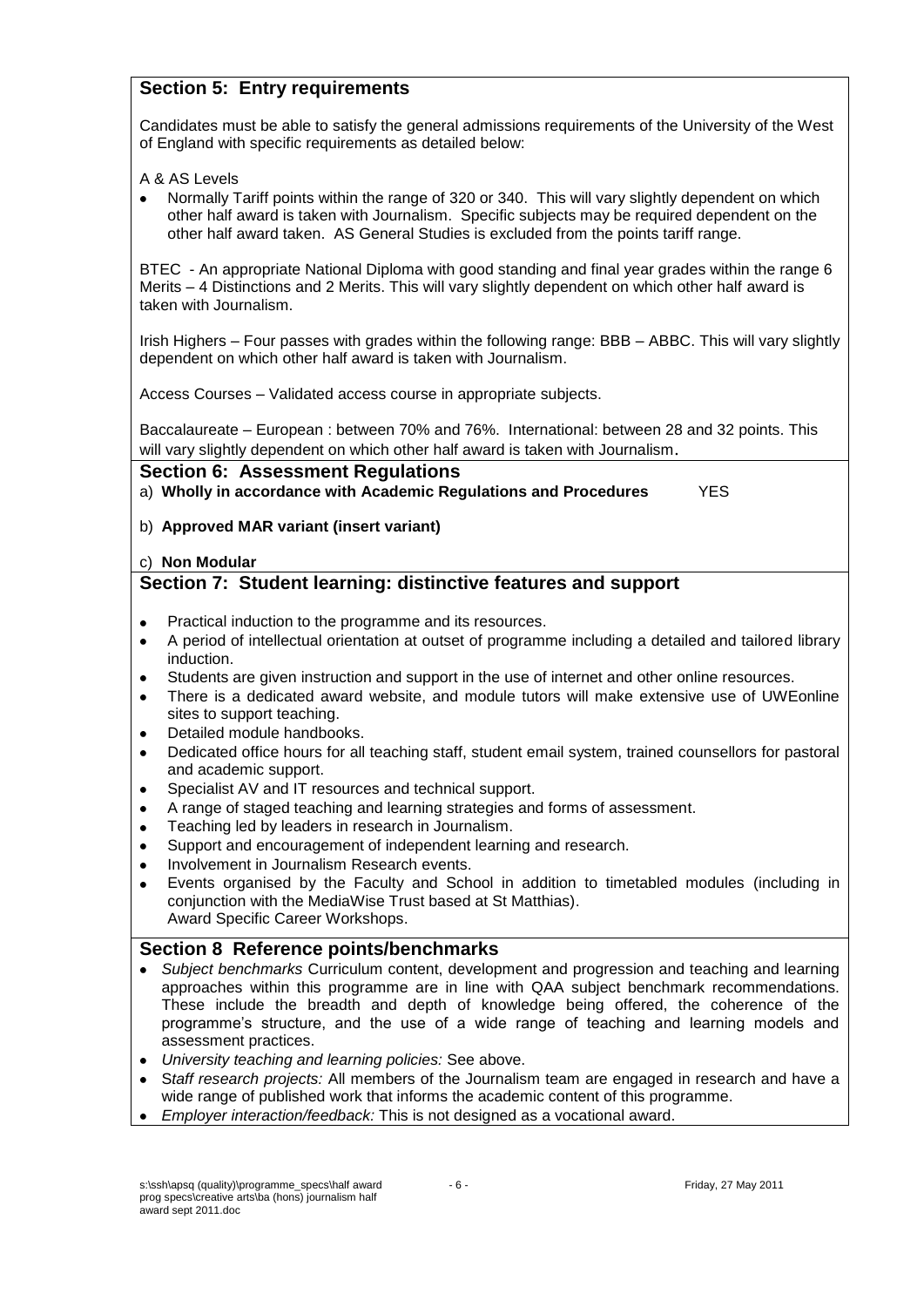## Section 5: Entry requirements

Candidates must be able to satisfy the general admissions requirements of the University of the West of England with specific requirements as detailed below:

A & AS Levels

- Normally Tariff points within the range of 320 or 340. This will vary slightly dependent on which other half award is taken with Journalism. Specific subjects may be required dependent on the other half award taken. AS General Studies is excluded from the points tariff range.

BTEC - An appropriate National Diploma with good standing and final year grades within the range 6 Merits – 4 Distinctions and 2 Merits. This will vary slightly dependent on which other half award is taken with Journalism.

Irish Highers – Four passes with grades within the following range: BBB – ABBC. This will vary slightly dependent on which other half award is taken with Journalism.

Access Courses – Validated access course in appropriate subjects.

Baccalaureate – European : between 70% and 76%. International: between 28 and 32 points. This will vary slightly dependent on which other half award is taken with Journalism.

## Section 6: Assessment Regulations

a) **Wholly in accordance with Academic Regulations and Procedures** YES

b) **Approved MAR variant (insert variant)**

c) **Non Modular**

## Section 7: Student learning: distinctive features and support

- Practical induction to the programme and its resources.
- A period of intellectual orientation at outset of programme including a detailed and tailored library induction.
- Students are given instruction and support in the use of internet and other online resources.
- There is a dedicated award website, and module tutors will make extensive use of UWEonline sites to support teaching.
- Detailed module handbooks.
- Dedicated office hours for all teaching staff, student email system, trained counsellors for pastoral and academic support.
- Specialist AV and IT resources and technical support.
- A range of staged teaching and learning strategies and forms of assessment.
- Teaching led by leaders in research in Journalism.
- Support and encouragement of independent learning and research.
- Involvement in Journalism Research events.
- Events organised by the Faculty and School in addition to timetabled modules (including in conjunction with the MediaWise Trust based at St Matthias).
  Award Specific Career Workshops.

## Section 8 Reference points/benchmarks

- *Subject benchmarks* Curriculum content, development and progression and teaching and learning approaches within this programme are in line with QAA subject benchmark recommendations. These include the breadth and depth of knowledge being offered, the coherence of the programme's structure, and the use of a wide range of teaching and learning models and assessment practices.
- *University teaching and learning policies:* See above.
- *Staff research projects:* All members of the Journalism team are engaged in research and have a wide range of published work that informs the academic content of this programme.
- *Employer interaction/feedback:* This is not designed as a vocational award.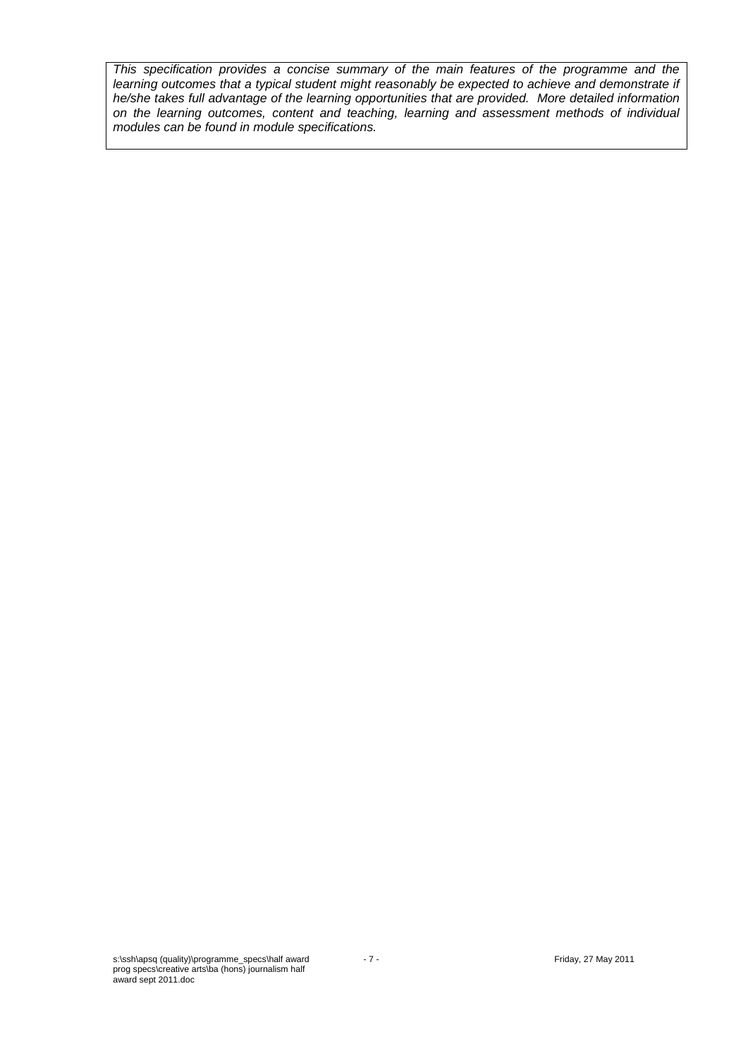*This specification provides a concise summary of the main features of the programme and the learning outcomes that a typical student might reasonably be expected to achieve and demonstrate if he/she takes full advantage of the learning opportunities that are provided. More detailed information on the learning outcomes, content and teaching, learning and assessment methods of individual modules can be found in module specifications.*